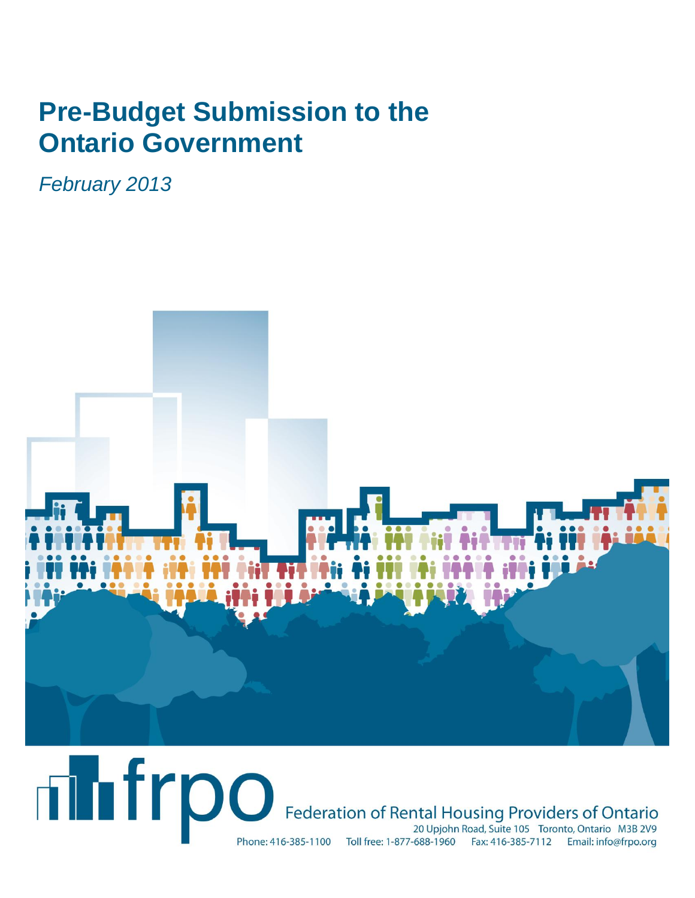# Pre-Budget Submission to the Ontario Government

*February 2013*

frpo

Federation of Rental Housing Providers of Ontario

20 Upjohn Road, Suite 105 Toronto, Ontario M3B 2V9

Phone: 416-385-1100 Toll free: 1-877-688-1960 Fax: 416-385-7112 Email: info@frpo.org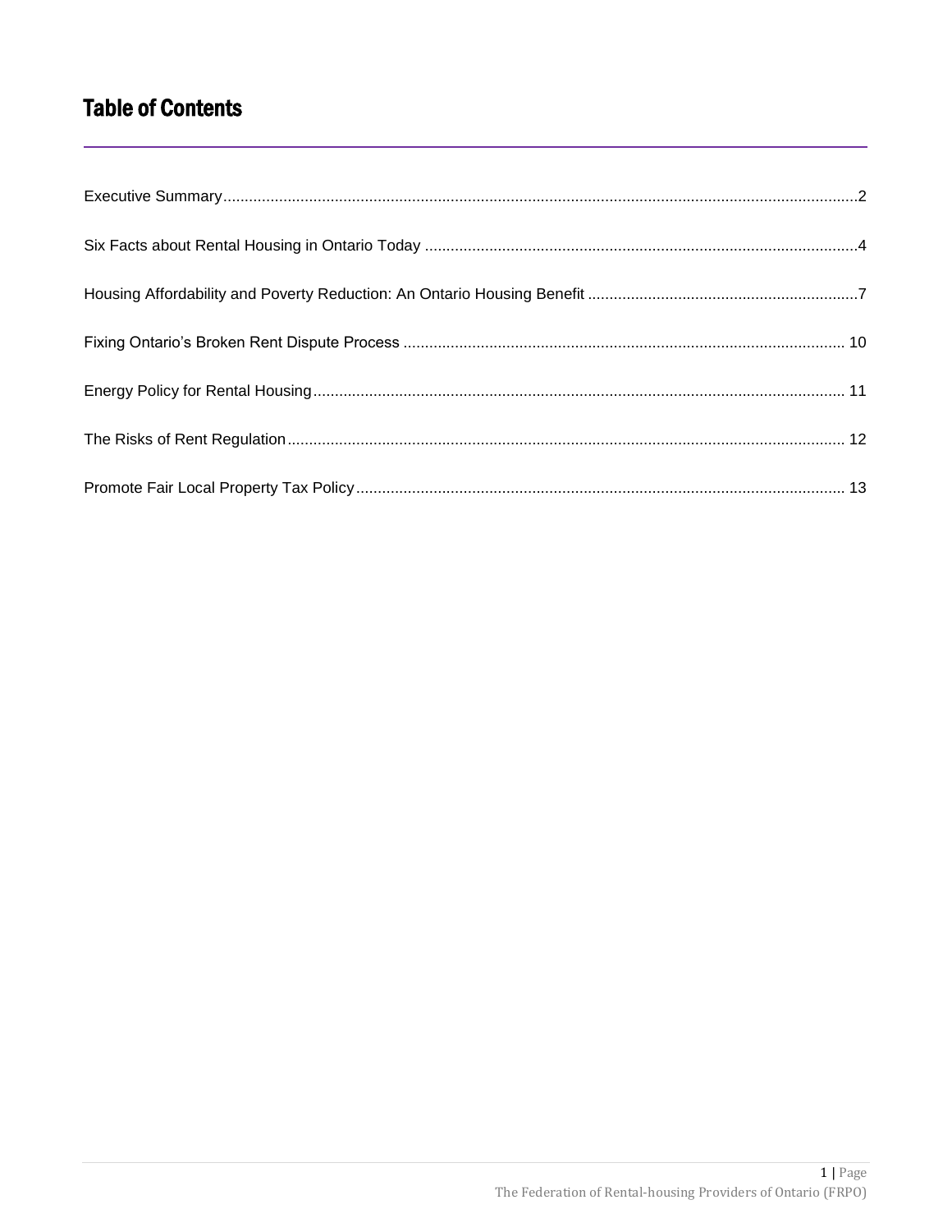## Table of Contents

Executive Summary......................................................................................................................................2

Six Facts about Rental Housing in Ontario Today ....................................................................................................4

Housing Affordability and Poverty Reduction: An Ontario Housing Benefit ...............................................................7

Fixing Ontario's Broken Rent Dispute Process ...................................................................................................... 10

Energy Policy for Rental Housing........................................................................................................................... 11

The Risks of Rent Regulation................................................................................................................................. 12

Promote Fair Local Property Tax Policy.................................................................................................................. 13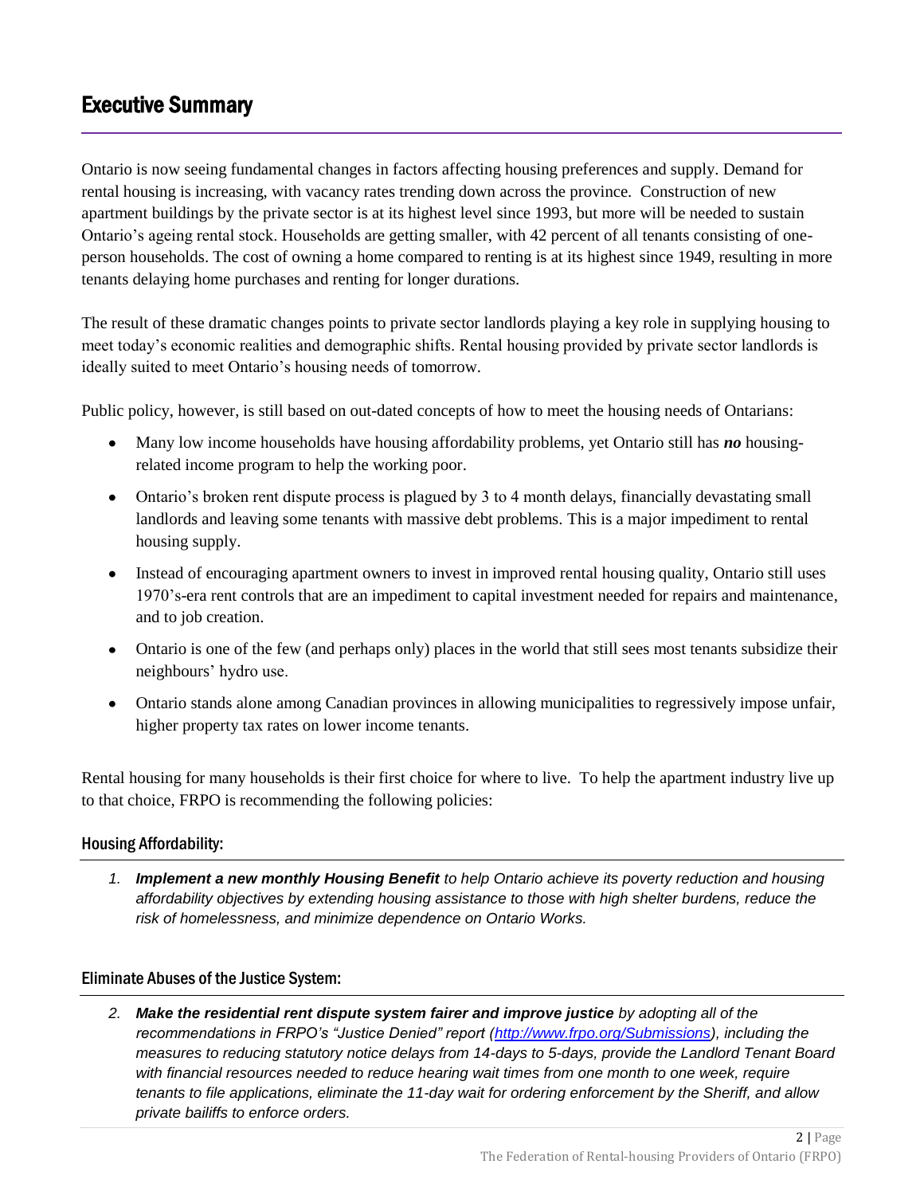# Executive Summary

Ontario is now seeing fundamental changes in factors affecting housing preferences and supply. Demand for rental housing is increasing, with vacancy rates trending down across the province. Construction of new apartment buildings by the private sector is at its highest level since 1993, but more will be needed to sustain Ontario's ageing rental stock. Households are getting smaller, with 42 percent of all tenants consisting of one-person households. The cost of owning a home compared to renting is at its highest since 1949, resulting in more tenants delaying home purchases and renting for longer durations.

The result of these dramatic changes points to private sector landlords playing a key role in supplying housing to meet today's economic realities and demographic shifts. Rental housing provided by private sector landlords is ideally suited to meet Ontario's housing needs of tomorrow.

Public policy, however, is still based on out-dated concepts of how to meet the housing needs of Ontarians:

- Many low income households have housing affordability problems, yet Ontario still has ***no*** housing-related income program to help the working poor.
- Ontario's broken rent dispute process is plagued by 3 to 4 month delays, financially devastating small landlords and leaving some tenants with massive debt problems. This is a major impediment to rental housing supply.
- Instead of encouraging apartment owners to invest in improved rental housing quality, Ontario still uses 1970's-era rent controls that are an impediment to capital investment needed for repairs and maintenance, and to job creation.
- Ontario is one of the few (and perhaps only) places in the world that still sees most tenants subsidize their neighbours' hydro use.
- Ontario stands alone among Canadian provinces in allowing municipalities to regressively impose unfair, higher property tax rates on lower income tenants.

Rental housing for many households is their first choice for where to live. To help the apartment industry live up to that choice, FRPO is recommending the following policies:

## Housing Affordability:

1. ***Implement a new monthly Housing Benefit*** *to help Ontario achieve its poverty reduction and housing affordability objectives by extending housing assistance to those with high shelter burdens, reduce the risk of homelessness, and minimize dependence on Ontario Works.*

## Eliminate Abuses of the Justice System:

2. ***Make the residential rent dispute system fairer and improve justice*** *by adopting all of the recommendations in FRPO's "Justice Denied" report (http://www.frpo.org/Submissions), including the measures to reducing statutory notice delays from 14-days to 5-days, provide the Landlord Tenant Board with financial resources needed to reduce hearing wait times from one month to one week, require tenants to file applications, eliminate the 11-day wait for ordering enforcement by the Sheriff, and allow private bailiffs to enforce orders.*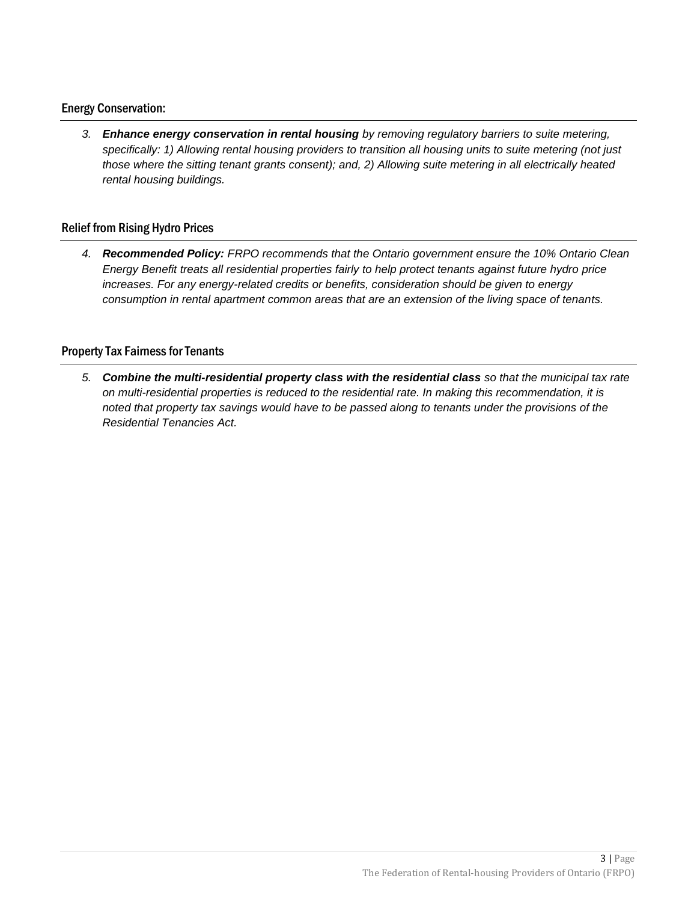## Energy Conservation:

3. ***Enhance energy conservation in rental housing** by removing regulatory barriers to suite metering, specifically: 1) Allowing rental housing providers to transition all housing units to suite metering (not just those where the sitting tenant grants consent); and, 2) Allowing suite metering in all electrically heated rental housing buildings.*

## Relief from Rising Hydro Prices

4. ***Recommended Policy:** FRPO recommends that the Ontario government ensure the 10% Ontario Clean Energy Benefit treats all residential properties fairly to help protect tenants against future hydro price increases. For any energy-related credits or benefits, consideration should be given to energy consumption in rental apartment common areas that are an extension of the living space of tenants.*

## Property Tax Fairness for Tenants

5. ***Combine the multi-residential property class with the residential class** so that the municipal tax rate on multi-residential properties is reduced to the residential rate. In making this recommendation, it is noted that property tax savings would have to be passed along to tenants under the provisions of the Residential Tenancies Act.*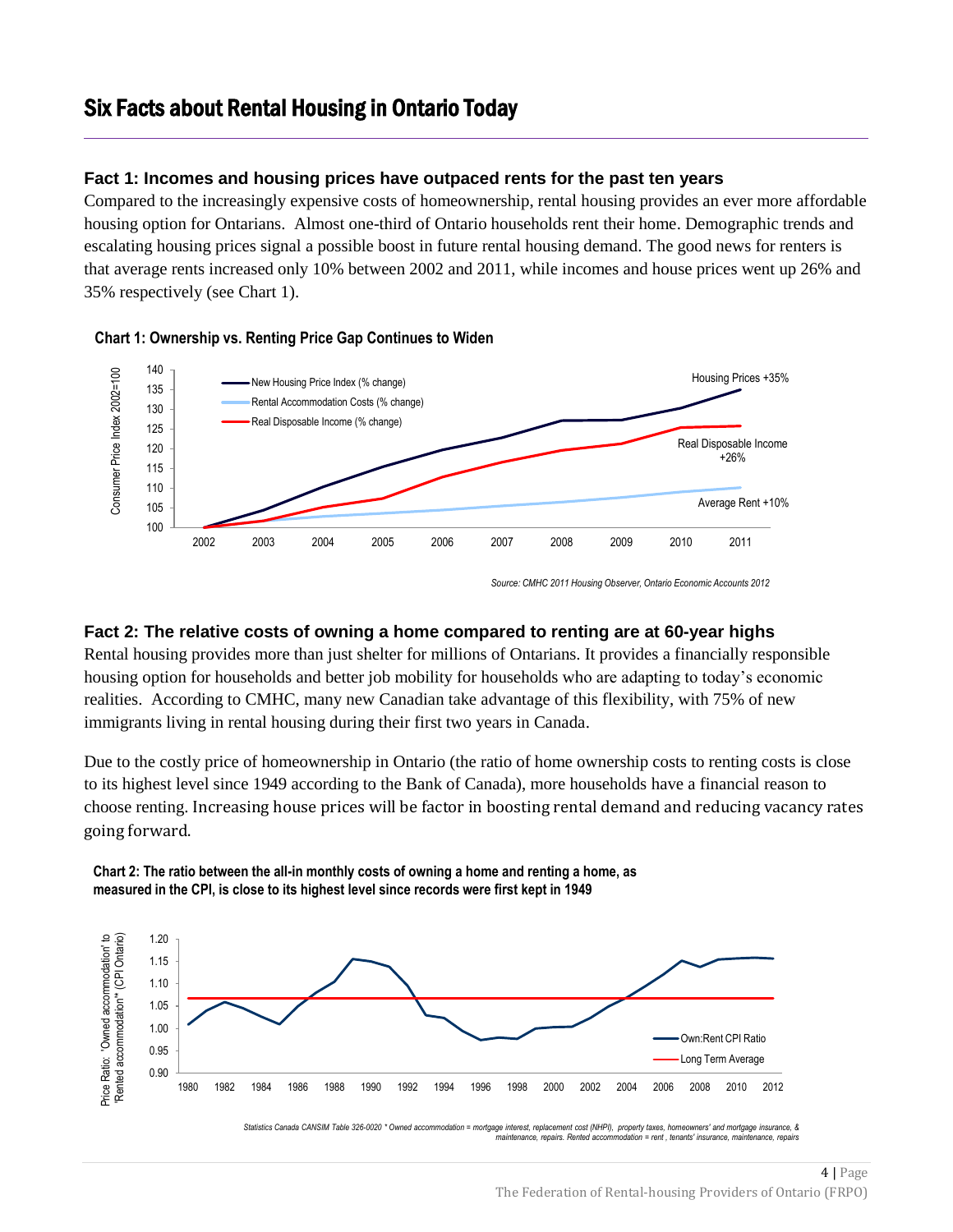# Six Facts about Rental Housing in Ontario Today

### Fact 1: Incomes and housing prices have outpaced rents for the past ten years

Compared to the increasingly expensive costs of homeownership, rental housing provides an ever more affordable housing option for Ontarians. Almost one-third of Ontario households rent their home. Demographic trends and escalating housing prices signal a possible boost in future rental housing demand. The good news for renters is that average rents increased only 10% between 2002 and 2011, while incomes and house prices went up 26% and 35% respectively (see Chart 1).

**Chart 1: Ownership vs. Renting Price Gap Continues to Widen**

*Source: CMHC 2011 Housing Observer, Ontario Economic Accounts 2012*

### Fact 2: The relative costs of owning a home compared to renting are at 60-year highs

Rental housing provides more than just shelter for millions of Ontarians. It provides a financially responsible housing option for households and better job mobility for households who are adapting to today's economic realities. According to CMHC, many new Canadian take advantage of this flexibility, with 75% of new immigrants living in rental housing during their first two years in Canada.

Due to the costly price of homeownership in Ontario (the ratio of home ownership costs to renting costs is close to its highest level since 1949 according to the Bank of Canada), more households have a financial reason to choose renting. Increasing house prices will be factor in boosting rental demand and reducing vacancy rates going forward.

**Chart 2: The ratio between the all-in monthly costs of owning a home and renting a home, as measured in the CPI, is close to its highest level since records were first kept in 1949**

*Statistics Canada CANSIM Table 326-0020 * Owned accommodation = mortgage interest, replacement cost (NHPI), property taxes, homeowners' and mortgage insurance, & maintenance, repairs. Rented accommodation = rent , tenants' insurance, maintenance, repairs*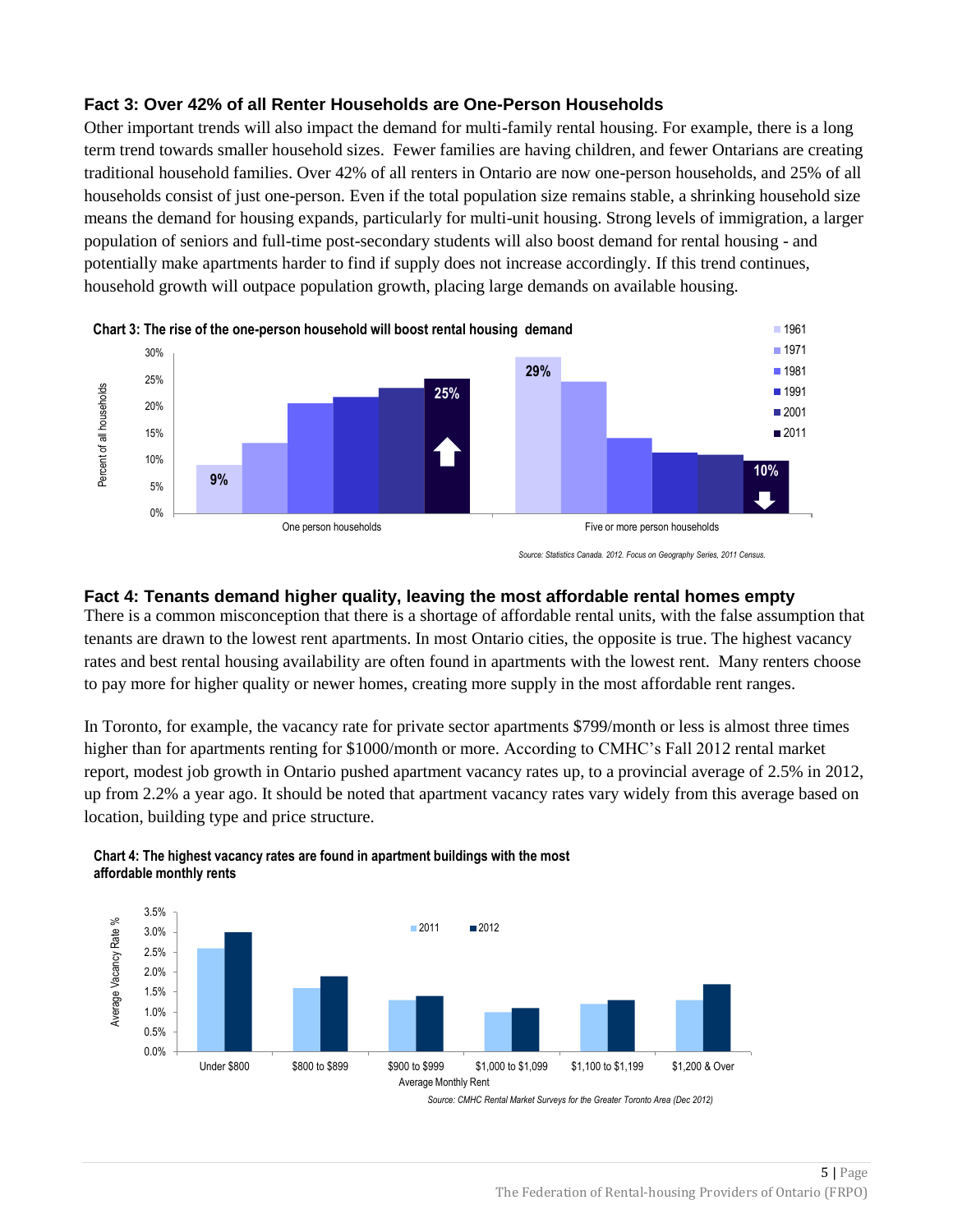### Fact 3: Over 42% of all Renter Households are One-Person Households

Other important trends will also impact the demand for multi-family rental housing. For example, there is a long term trend towards smaller household sizes. Fewer families are having children, and fewer Ontarians are creating traditional household families. Over 42% of all renters in Ontario are now one-person households, and 25% of all households consist of just one-person. Even if the total population size remains stable, a shrinking household size means the demand for housing expands, particularly for multi-unit housing. Strong levels of immigration, a larger population of seniors and full-time post-secondary students will also boost demand for rental housing - and potentially make apartments harder to find if supply does not increase accordingly. If this trend continues, household growth will outpace population growth, placing large demands on available housing.

**Chart 3: The rise of the one-person household will boost rental housing demand**

*Source: Statistics Canada. 2012. Focus on Geography Series, 2011 Census.*

### Fact 4: Tenants demand higher quality, leaving the most affordable rental homes empty

There is a common misconception that there is a shortage of affordable rental units, with the false assumption that tenants are drawn to the lowest rent apartments. In most Ontario cities, the opposite is true. The highest vacancy rates and best rental housing availability are often found in apartments with the lowest rent. Many renters choose to pay more for higher quality or newer homes, creating more supply in the most affordable rent ranges.

In Toronto, for example, the vacancy rate for private sector apartments $799/month or less is almost three times higher than for apartments renting for $1000/month or more. According to CMHC's Fall 2012 rental market report, modest job growth in Ontario pushed apartment vacancy rates up, to a provincial average of 2.5% in 2012, up from 2.2% a year ago. It should be noted that apartment vacancy rates vary widely from this average based on location, building type and price structure.

**Chart 4: The highest vacancy rates are found in apartment buildings with the most affordable monthly rents**

*Source: CMHC Rental Market Surveys for the Greater Toronto Area (Dec 2012)*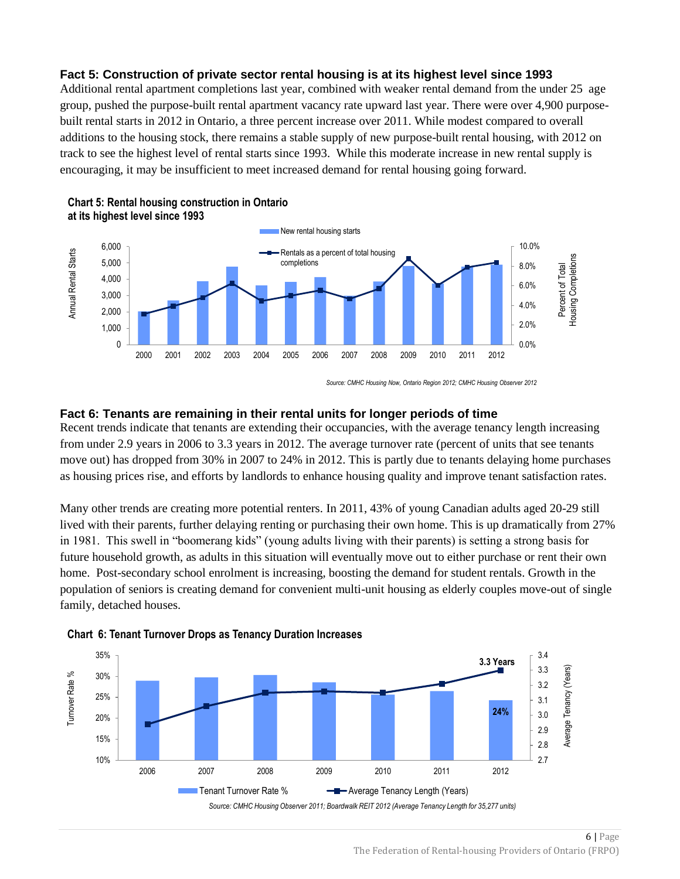### Fact 5: Construction of private sector rental housing is at its highest level since 1993

Additional rental apartment completions last year, combined with weaker rental demand from the under 25 age group, pushed the purpose-built rental apartment vacancy rate upward last year. There were over 4,900 purpose-built rental starts in 2012 in Ontario, a three percent increase over 2011. While modest compared to overall additions to the housing stock, there remains a stable supply of new purpose-built rental housing, with 2012 on track to see the highest level of rental starts since 1993. While this moderate increase in new rental supply is encouraging, it may be insufficient to meet increased demand for rental housing going forward.

**Chart 5: Rental housing construction in Ontario at its highest level since 1993**

*Source: CMHC Housing Now, Ontario Region 2012; CMHC Housing Observer 2012*

### Fact 6: Tenants are remaining in their rental units for longer periods of time

Recent trends indicate that tenants are extending their occupancies, with the average tenancy length increasing from under 2.9 years in 2006 to 3.3 years in 2012. The average turnover rate (percent of units that see tenants move out) has dropped from 30% in 2007 to 24% in 2012. This is partly due to tenants delaying home purchases as housing prices rise, and efforts by landlords to enhance housing quality and improve tenant satisfaction rates.

Many other trends are creating more potential renters. In 2011, 43% of young Canadian adults aged 20-29 still lived with their parents, further delaying renting or purchasing their own home. This is up dramatically from 27% in 1981. This swell in "boomerang kids" (young adults living with their parents) is setting a strong basis for future household growth, as adults in this situation will eventually move out to either purchase or rent their own home. Post-secondary school enrolment is increasing, boosting the demand for student rentals. Growth in the population of seniors is creating demand for convenient multi-unit housing as elderly couples move-out of single family, detached houses.

**Chart 6: Tenant Turnover Drops as Tenancy Duration Increases**

*Source: CMHC Housing Observer 2011; Boardwalk REIT 2012 (Average Tenancy Length for 35,277 units)*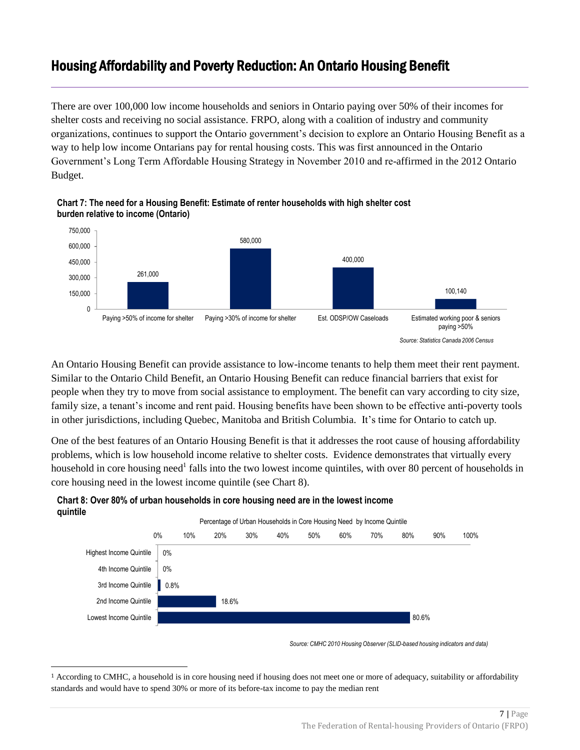# Housing Affordability and Poverty Reduction: An Ontario Housing Benefit

There are over 100,000 low income households and seniors in Ontario paying over 50% of their incomes for shelter costs and receiving no social assistance. FRPO, along with a coalition of industry and community organizations, continues to support the Ontario government's decision to explore an Ontario Housing Benefit as a way to help low income Ontarians pay for rental housing costs. This was first announced in the Ontario Government's Long Term Affordable Housing Strategy in November 2010 and re-affirmed in the 2012 Ontario Budget.

**Chart 7: The need for a Housing Benefit: Estimate of renter households with high shelter cost burden relative to income (Ontario)**

| Category | Households |
| --- | --- |
| Paying >50% of income for shelter | 261,000 |
| Paying >30% of income for shelter | 580,000 |
| Est. ODSP/OW Caseloads | 400,000 |
| Estimated working poor & seniors paying >50% | 100,140 |

*Source: Statistics Canada 2006 Census*

An Ontario Housing Benefit can provide assistance to low-income tenants to help them meet their rent payment. Similar to the Ontario Child Benefit, an Ontario Housing Benefit can reduce financial barriers that exist for people when they try to move from social assistance to employment. The benefit can vary according to city size, family size, a tenant's income and rent paid. Housing benefits have been shown to be effective anti-poverty tools in other jurisdictions, including Quebec, Manitoba and British Columbia. It's time for Ontario to catch up.

One of the best features of an Ontario Housing Benefit is that it addresses the root cause of housing affordability problems, which is low household income relative to shelter costs. Evidence demonstrates that virtually every household in core housing need[1] falls into the two lowest income quintiles, with over 80 percent of households in core housing need in the lowest income quintile (see Chart 8).

**Chart 8: Over 80% of urban households in core housing need are in the lowest income quintile**

Percentage of Urban Households in Core Housing Need by Income Quintile

| Income Quintile | Percentage |
| --- | --- |
| Highest Income Quintile | 0% |
| 4th Income Quintile | 0% |
| 3rd Income Quintile | 0.8% |
| 2nd Income Quintile | 18.6% |
| Lowest Income Quintile | 80.6% |

*Source: CMHC 2010 Housing Observer (SLID-based housing indicators and data)*

[1] According to CMHC, a household is in core housing need if housing does not meet one or more of adequacy, suitability or affordability standards and would have to spend 30% or more of its before-tax income to pay the median rent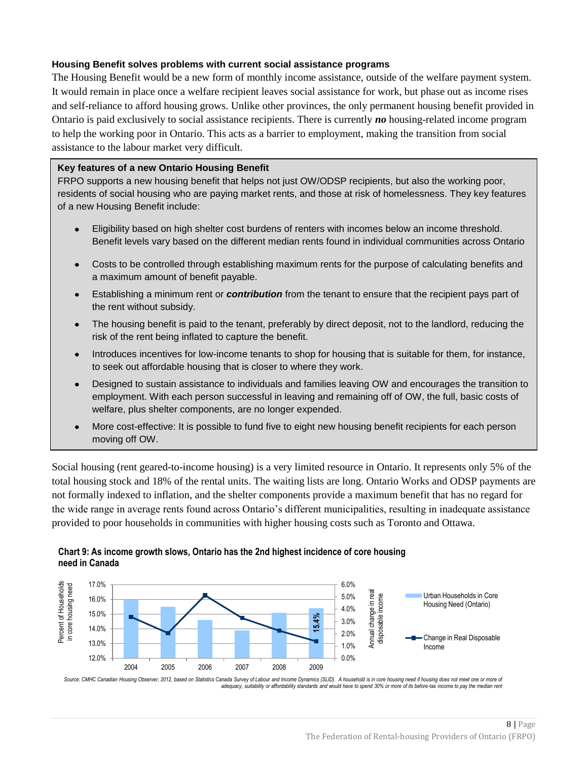### Housing Benefit solves problems with current social assistance programs

The Housing Benefit would be a new form of monthly income assistance, outside of the welfare payment system. It would remain in place once a welfare recipient leaves social assistance for work, but phase out as income rises and self-reliance to afford housing grows. Unlike other provinces, the only permanent housing benefit provided in Ontario is paid exclusively to social assistance recipients. There is currently ***no*** housing-related income program to help the working poor in Ontario. This acts as a barrier to employment, making the transition from social assistance to the labour market very difficult.

> **Key features of a new Ontario Housing Benefit**
>
> FRPO supports a new housing benefit that helps not just OW/ODSP recipients, but also the working poor, residents of social housing who are paying market rents, and those at risk of homelessness. They key features of a new Housing Benefit include:
>
> - Eligibility based on high shelter cost burdens of renters with incomes below an income threshold. Benefit levels vary based on the different median rents found in individual communities across Ontario
> - Costs to be controlled through establishing maximum rents for the purpose of calculating benefits and a maximum amount of benefit payable.
> - Establishing a minimum rent or ***contribution*** from the tenant to ensure that the recipient pays part of the rent without subsidy.
> - The housing benefit is paid to the tenant, preferably by direct deposit, not to the landlord, reducing the risk of the rent being inflated to capture the benefit.
> - Introduces incentives for low-income tenants to shop for housing that is suitable for them, for instance, to seek out affordable housing that is closer to where they work.
> - Designed to sustain assistance to individuals and families leaving OW and encourages the transition to employment. With each person successful in leaving and remaining off of OW, the full, basic costs of welfare, plus shelter components, are no longer expended.
> - More cost-effective: It is possible to fund five to eight new housing benefit recipients for each person moving off OW.

Social housing (rent geared-to-income housing) is a very limited resource in Ontario. It represents only 5% of the total housing stock and 18% of the rental units. The waiting lists are long. Ontario Works and ODSP payments are not formally indexed to inflation, and the shelter components provide a maximum benefit that has no regard for the wide range in average rents found across Ontario's different municipalities, resulting in inadequate assistance provided to poor households in communities with higher housing costs such as Toronto and Ottawa.

**Chart 9: As income growth slows, Ontario has the 2nd highest incidence of core housing need in Canada**

*Source: CMHC Canadian Housing Observer, 2012, based on Statistics Canada Survey of Labour and Income Dynamics (SLID). A household is in core housing need if housing does not meet one or more of adequacy, suitability or affordability standards and would have to spend 30% or more of its before-tax income to pay the median rent*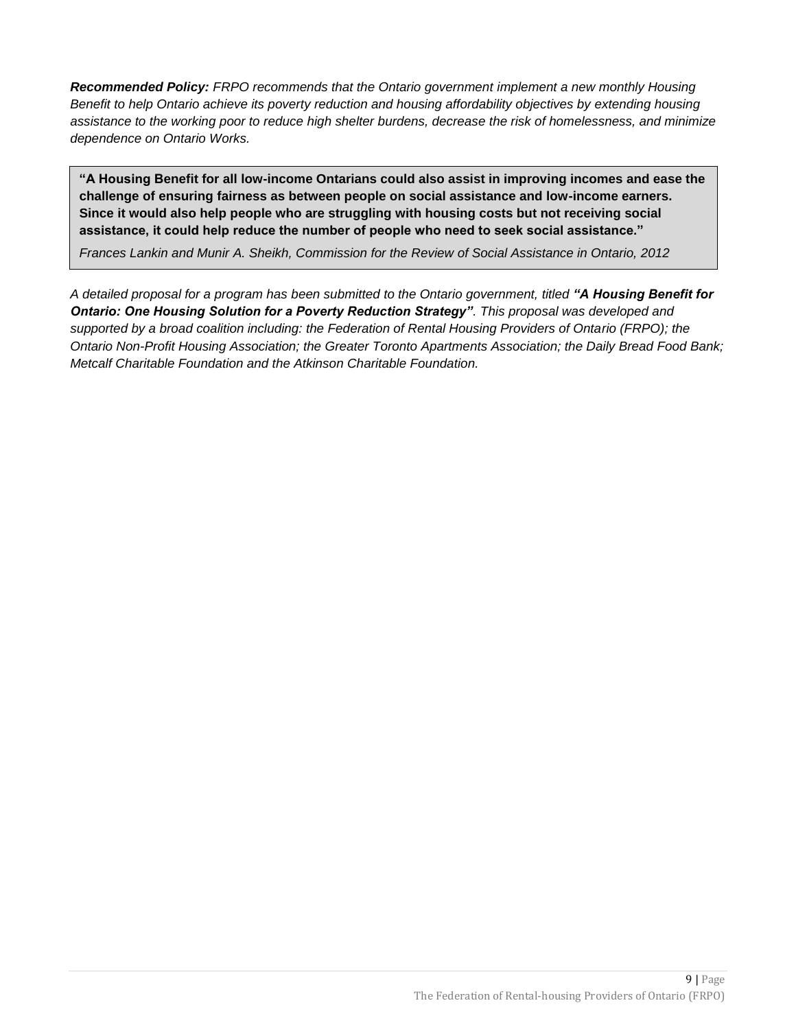***Recommended Policy:** FRPO recommends that the Ontario government implement a new monthly Housing Benefit to help Ontario achieve its poverty reduction and housing affordability objectives by extending housing assistance to the working poor to reduce high shelter burdens, decrease the risk of homelessness, and minimize dependence on Ontario Works.*

> **"A Housing Benefit for all low-income Ontarians could also assist in improving incomes and ease the challenge of ensuring fairness as between people on social assistance and low-income earners. Since it would also help people who are struggling with housing costs but not receiving social assistance, it could help reduce the number of people who need to seek social assistance."**
>
> *Frances Lankin and Munir A. Sheikh, Commission for the Review of Social Assistance in Ontario, 2012*

*A detailed proposal for a program has been submitted to the Ontario government, titled **"A Housing Benefit for Ontario: One Housing Solution for a Poverty Reduction Strategy"**. This proposal was developed and supported by a broad coalition including: the Federation of Rental Housing Providers of Ontario (FRPO); the Ontario Non-Profit Housing Association; the Greater Toronto Apartments Association; the Daily Bread Food Bank; Metcalf Charitable Foundation and the Atkinson Charitable Foundation.*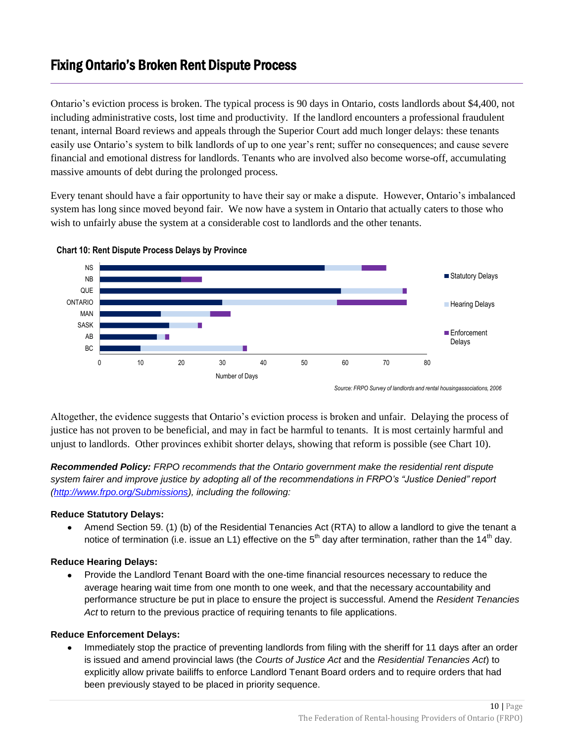# Fixing Ontario's Broken Rent Dispute Process

Ontario's eviction process is broken. The typical process is 90 days in Ontario, costs landlords about $4,400, not including administrative costs, lost time and productivity. If the landlord encounters a professional fraudulent tenant, internal Board reviews and appeals through the Superior Court add much longer delays: these tenants easily use Ontario's system to bilk landlords of up to one year's rent; suffer no consequences; and cause severe financial and emotional distress for landlords. Tenants who are involved also become worse-off, accumulating massive amounts of debt during the prolonged process.

Every tenant should have a fair opportunity to have their say or make a dispute. However, Ontario's imbalanced system has long since moved beyond fair. We now have a system in Ontario that actually caters to those who wish to unfairly abuse the system at a considerable cost to landlords and the other tenants.

**Chart 10: Rent Dispute Process Delays by Province**

| Province | Statutory Delays | Hearing Delays | Enforcement Delays |
|---|---|---|---|
| NS | 55 | 9 | 6 |
| NB | 20 | 0 | 5 |
| QUE | 59 | 15 | 1 |
| ONTARIO | 30 | 28 | 17 |
| MAN | 15 | 12 | 5 |
| SASK | 17 | 7 | 1 |
| AB | 14 | 2 | 1 |
| BC | 10 | 25 | 1 |

Number of Days

*Source: FRPO Survey of landlords and rental housingassociations, 2006*

Altogether, the evidence suggests that Ontario's eviction process is broken and unfair. Delaying the process of justice has not proven to be beneficial, and may in fact be harmful to tenants. It is most certainly harmful and unjust to landlords. Other provinces exhibit shorter delays, showing that reform is possible (see Chart 10).

***Recommended Policy:*** *FRPO recommends that the Ontario government make the residential rent dispute system fairer and improve justice by adopting all of the recommendations in FRPO's "Justice Denied" report ([http://www.frpo.org/Submissions](http://www.frpo.org/Submissions)), including the following:*

**Reduce Statutory Delays:**

- Amend Section 59. (1) (b) of the Residential Tenancies Act (RTA) to allow a landlord to give the tenant a notice of termination (i.e. issue an L1) effective on the 5th day after termination, rather than the 14th day.

**Reduce Hearing Delays:**

- Provide the Landlord Tenant Board with the one-time financial resources necessary to reduce the average hearing wait time from one month to one week, and that the necessary accountability and performance structure be put in place to ensure the project is successful. Amend the *Resident Tenancies Act* to return to the previous practice of requiring tenants to file applications.

**Reduce Enforcement Delays:**

- Immediately stop the practice of preventing landlords from filing with the sheriff for 11 days after an order is issued and amend provincial laws (the *Courts of Justice Act* and the *Residential Tenancies Act*) to explicitly allow private bailiffs to enforce Landlord Tenant Board orders and to require orders that had been previously stayed to be placed in priority sequence.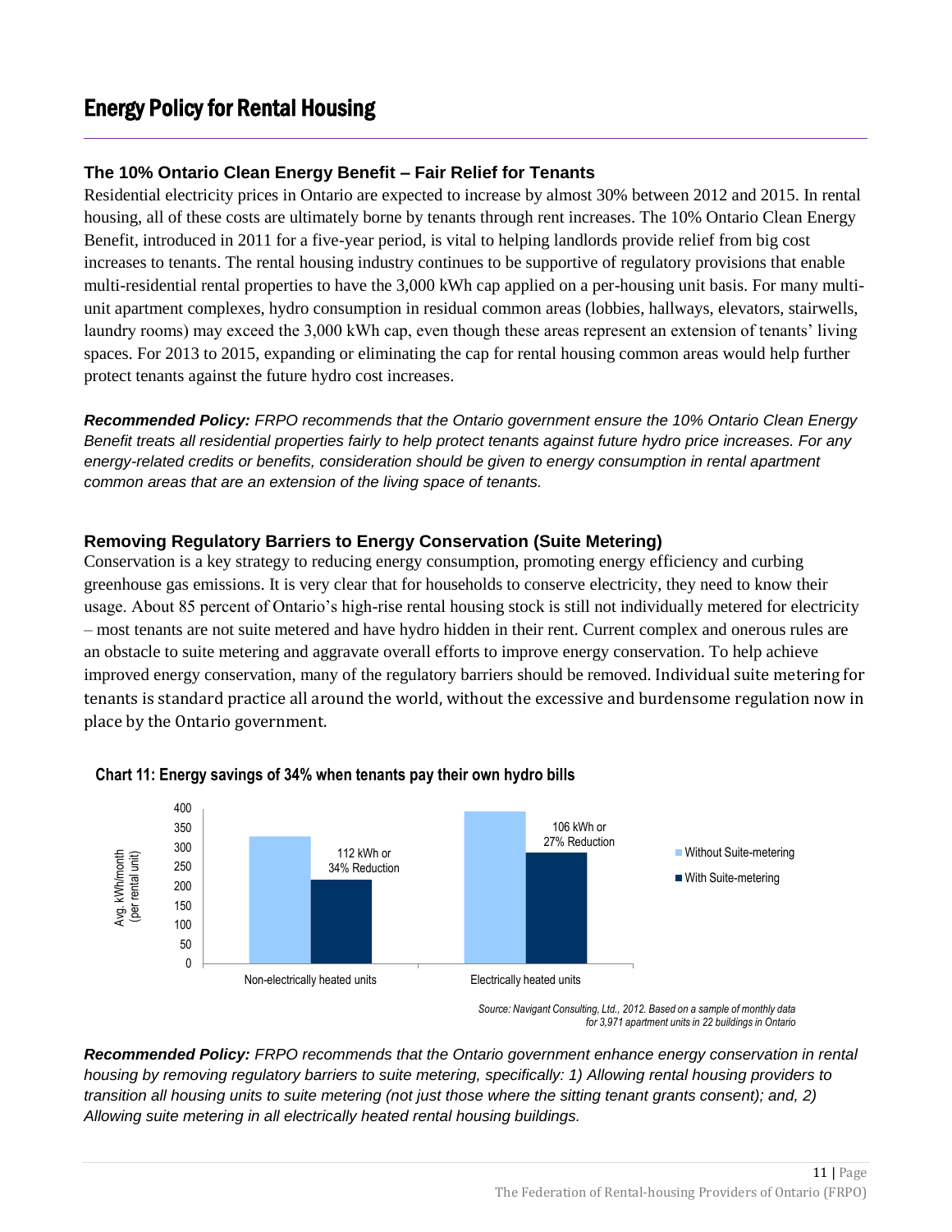# Energy Policy for Rental Housing

### The 10% Ontario Clean Energy Benefit – Fair Relief for Tenants

Residential electricity prices in Ontario are expected to increase by almost 30% between 2012 and 2015. In rental housing, all of these costs are ultimately borne by tenants through rent increases. The 10% Ontario Clean Energy Benefit, introduced in 2011 for a five-year period, is vital to helping landlords provide relief from big cost increases to tenants. The rental housing industry continues to be supportive of regulatory provisions that enable multi-residential rental properties to have the 3,000 kWh cap applied on a per-housing unit basis. For many multi-unit apartment complexes, hydro consumption in residual common areas (lobbies, hallways, elevators, stairwells, laundry rooms) may exceed the 3,000 kWh cap, even though these areas represent an extension of tenants' living spaces. For 2013 to 2015, expanding or eliminating the cap for rental housing common areas would help further protect tenants against the future hydro cost increases.

***Recommended Policy:*** *FRPO recommends that the Ontario government ensure the 10% Ontario Clean Energy Benefit treats all residential properties fairly to help protect tenants against future hydro price increases. For any energy-related credits or benefits, consideration should be given to energy consumption in rental apartment common areas that are an extension of the living space of tenants.*

### Removing Regulatory Barriers to Energy Conservation (Suite Metering)

Conservation is a key strategy to reducing energy consumption, promoting energy efficiency and curbing greenhouse gas emissions. It is very clear that for households to conserve electricity, they need to know their usage. About 85 percent of Ontario's high-rise rental housing stock is still not individually metered for electricity – most tenants are not suite metered and have hydro hidden in their rent. Current complex and onerous rules are an obstacle to suite metering and aggravate overall efforts to improve energy conservation. To help achieve improved energy conservation, many of the regulatory barriers should be removed. Individual suite metering for tenants is standard practice all around the world, without the excessive and burdensome regulation now in place by the Ontario government.

**Chart 11: Energy savings of 34% when tenants pay their own hydro bills**

| Avg. kWh/month (per rental unit) | Without Suite-metering | With Suite-metering | Reduction |
|---|---|---|---|
| Non-electrically heated units | ~327 | ~215 | 112 kWh or 34% Reduction |
| Electrically heated units | ~390 | ~285 | 106 kWh or 27% Reduction |

*Source: Navigant Consulting, Ltd., 2012. Based on a sample of monthly data for 3,971 apartment units in 22 buildings in Ontario*

***Recommended Policy:*** *FRPO recommends that the Ontario government enhance energy conservation in rental housing by removing regulatory barriers to suite metering, specifically: 1) Allowing rental housing providers to transition all housing units to suite metering (not just those where the sitting tenant grants consent); and, 2) Allowing suite metering in all electrically heated rental housing buildings.*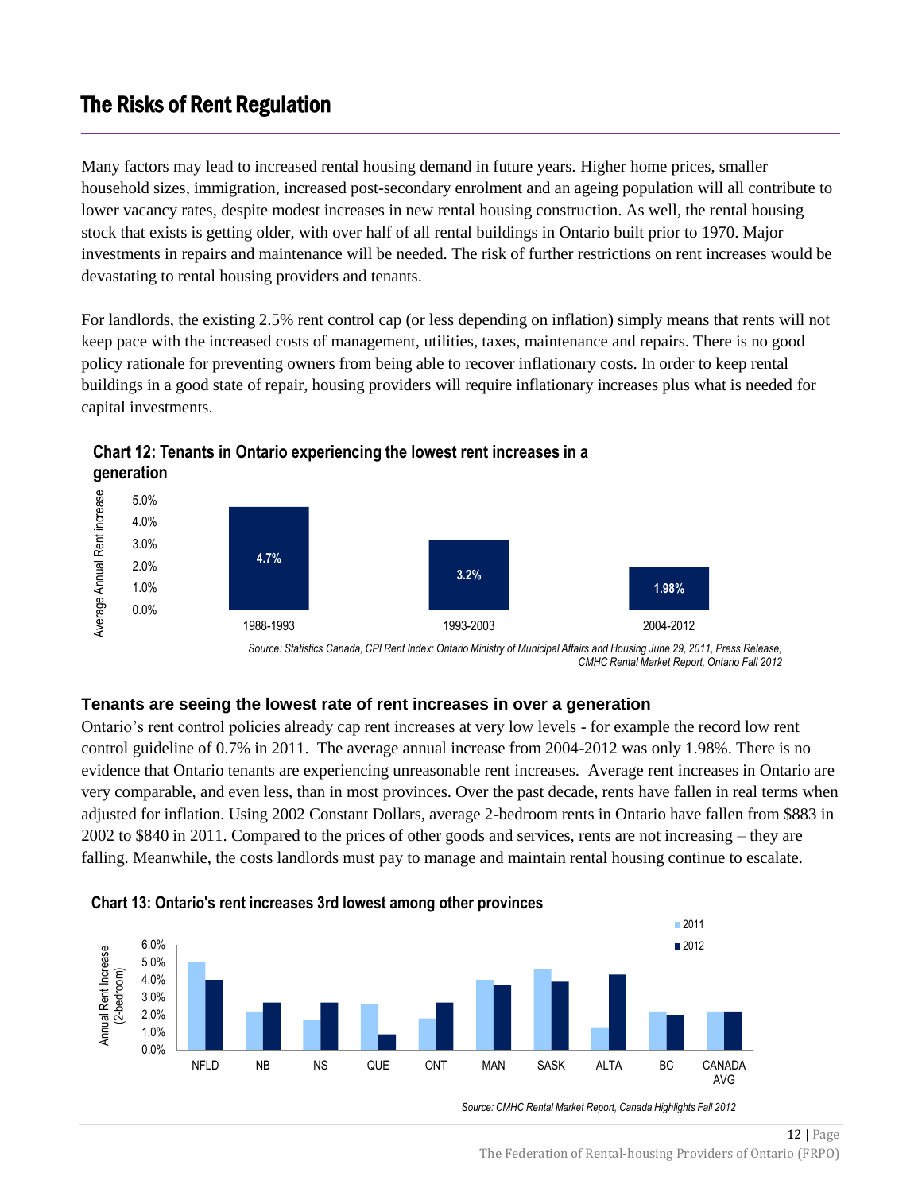# The Risks of Rent Regulation

Many factors may lead to increased rental housing demand in future years. Higher home prices, smaller household sizes, immigration, increased post-secondary enrolment and an ageing population will all contribute to lower vacancy rates, despite modest increases in new rental housing construction. As well, the rental housing stock that exists is getting older, with over half of all rental buildings in Ontario built prior to 1970. Major investments in repairs and maintenance will be needed. The risk of further restrictions on rent increases would be devastating to rental housing providers and tenants.

For landlords, the existing 2.5% rent control cap (or less depending on inflation) simply means that rents will not keep pace with the increased costs of management, utilities, taxes, maintenance and repairs. There is no good policy rationale for preventing owners from being able to recover inflationary costs. In order to keep rental buildings in a good state of repair, housing providers will require inflationary increases plus what is needed for capital investments.

**Chart 12: Tenants in Ontario experiencing the lowest rent increases in a generation**

| Period | Average Annual Rent increase |
|---|---|
| 1988-1993 | 4.7% |
| 1993-2003 | 3.2% |
| 2004-2012 | 1.98% |

*Source: Statistics Canada, CPI Rent Index; Ontario Ministry of Municipal Affairs and Housing June 29, 2011, Press Release, CMHC Rental Market Report, Ontario Fall 2012*

### Tenants are seeing the lowest rate of rent increases in over a generation

Ontario's rent control policies already cap rent increases at very low levels - for example the record low rent control guideline of 0.7% in 2011. The average annual increase from 2004-2012 was only 1.98%. There is no evidence that Ontario tenants are experiencing unreasonable rent increases. Average rent increases in Ontario are very comparable, and even less, than in most provinces. Over the past decade, rents have fallen in real terms when adjusted for inflation. Using 2002 Constant Dollars, average 2-bedroom rents in Ontario have fallen from $883 in 2002 to $840 in 2011. Compared to the prices of other goods and services, rents are not increasing – they are falling. Meanwhile, the costs landlords must pay to manage and maintain rental housing continue to escalate.

**Chart 13: Ontario's rent increases 3rd lowest among other provinces**

Annual Rent Increase (2-bedroom), 2011 and 2012, for NFLD, NB, NS, QUE, ONT, MAN, SASK, ALTA, BC, CANADA AVG.

*Source: CMHC Rental Market Report, Canada Highlights Fall 2012*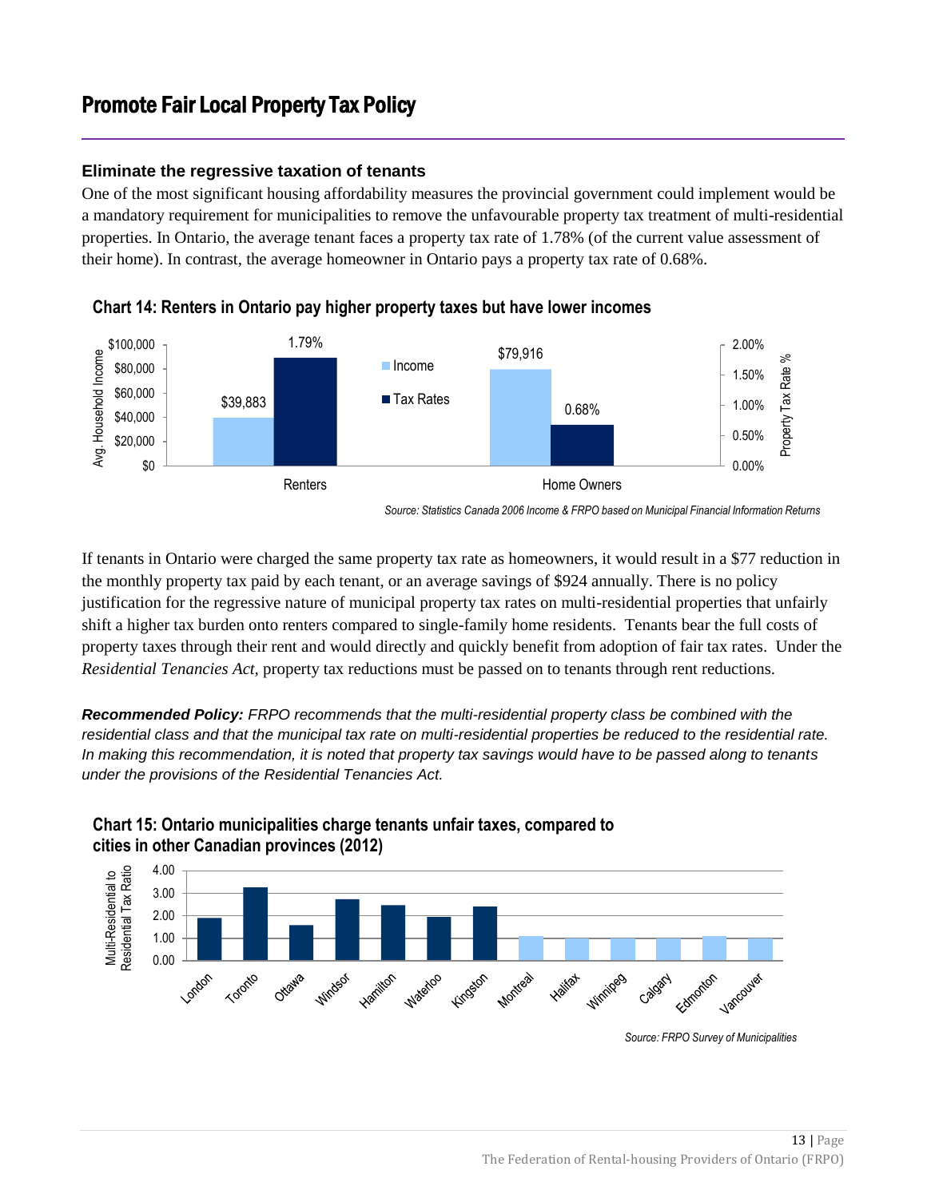# Promote Fair Local Property Tax Policy

### Eliminate the regressive taxation of tenants

One of the most significant housing affordability measures the provincial government could implement would be a mandatory requirement for municipalities to remove the unfavourable property tax treatment of multi-residential properties. In Ontario, the average tenant faces a property tax rate of 1.78% (of the current value assessment of their home). In contrast, the average homeowner in Ontario pays a property tax rate of 0.68%.

**Chart 14: Renters in Ontario pay higher property taxes but have lower incomes**

| | Income (Avg. Household Income) | Tax Rates (Property Tax Rate %) |
|---|---|---|
| Renters | $39,883 | 1.79% |
| Home Owners | $79,916 | 0.68% |

*Source: Statistics Canada 2006 Income & FRPO based on Municipal Financial Information Returns*

If tenants in Ontario were charged the same property tax rate as homeowners, it would result in a $77 reduction in the monthly property tax paid by each tenant, or an average savings of $924 annually. There is no policy justification for the regressive nature of municipal property tax rates on multi-residential properties that unfairly shift a higher tax burden onto renters compared to single-family home residents. Tenants bear the full costs of property taxes through their rent and would directly and quickly benefit from adoption of fair tax rates. Under the *Residential Tenancies Act*, property tax reductions must be passed on to tenants through rent reductions.

***Recommended Policy:*** *FRPO recommends that the multi-residential property class be combined with the residential class and that the municipal tax rate on multi-residential properties be reduced to the residential rate. In making this recommendation, it is noted that property tax savings would have to be passed along to tenants under the provisions of the Residential Tenancies Act.*

**Chart 15: Ontario municipalities charge tenants unfair taxes, compared to cities in other Canadian provinces (2012)**

Multi-Residential to Residential Tax Ratio (y-axis 0.00–4.00); cities: London, Toronto, Ottawa, Windsor, Hamilton, Waterloo, Kingston, Montreal, Halifax, Winnipeg, Calgary, Edmonton, Vancouver

*Source: FRPO Survey of Municipalities*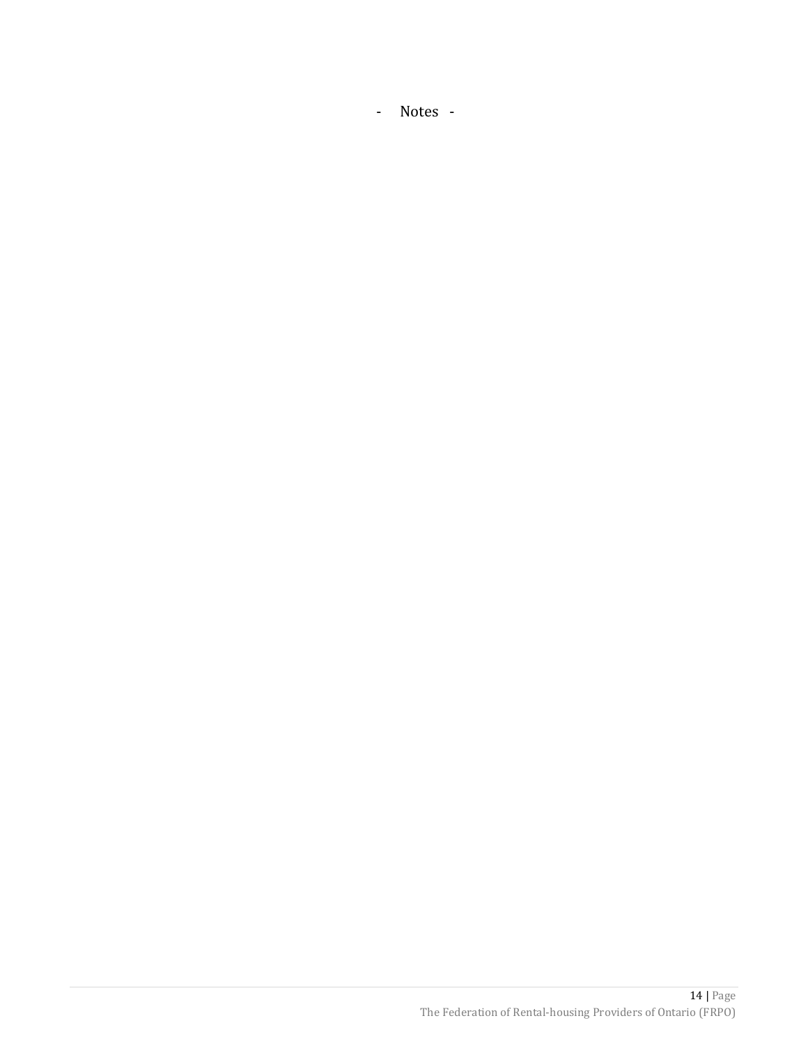- Notes -